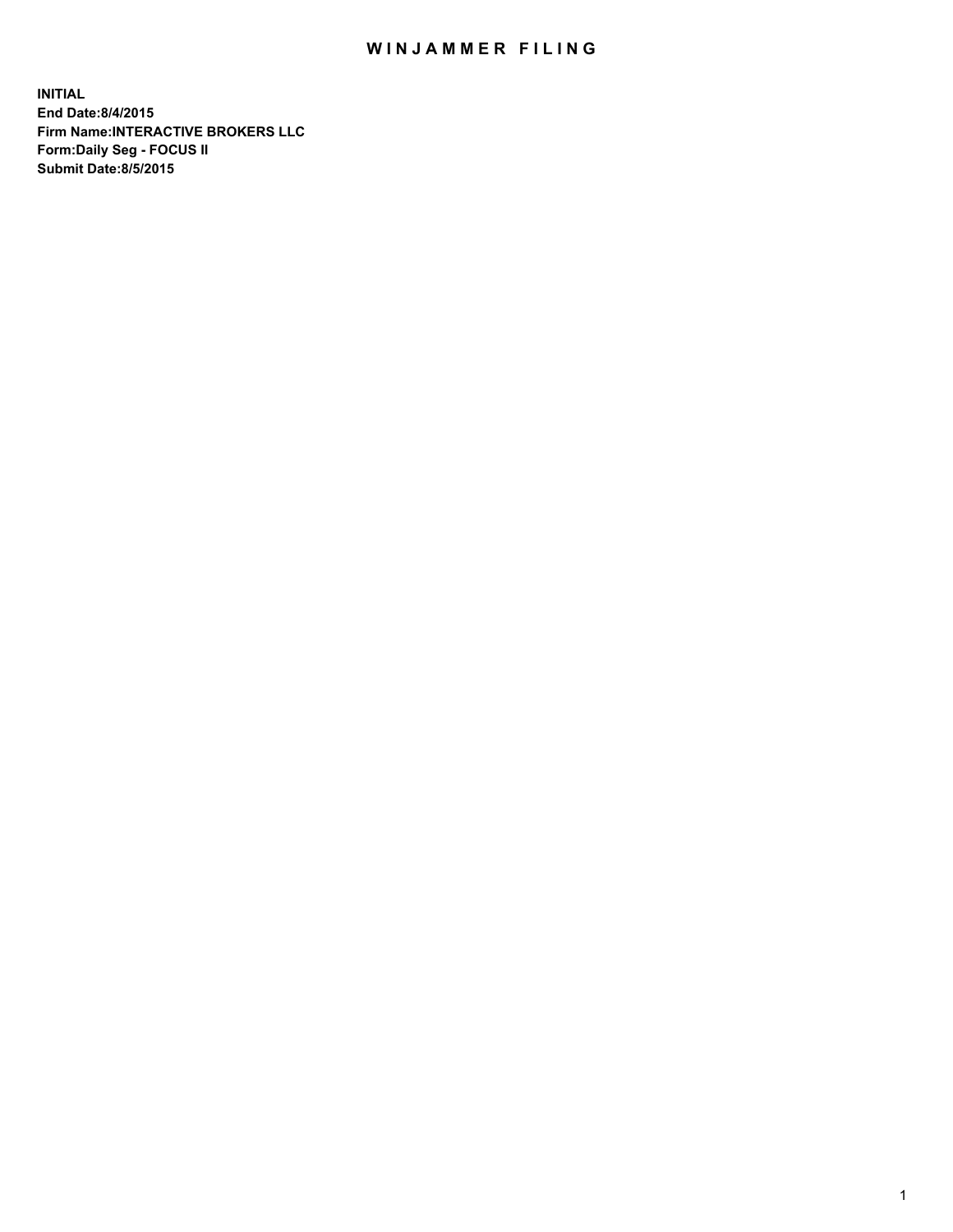# WINJAMMER FILING

**INITIAL**
**End Date:8/4/2015**
**Firm Name:INTERACTIVE BROKERS LLC**
**Form:Daily Seg - FOCUS II**
**Submit Date:8/5/2015**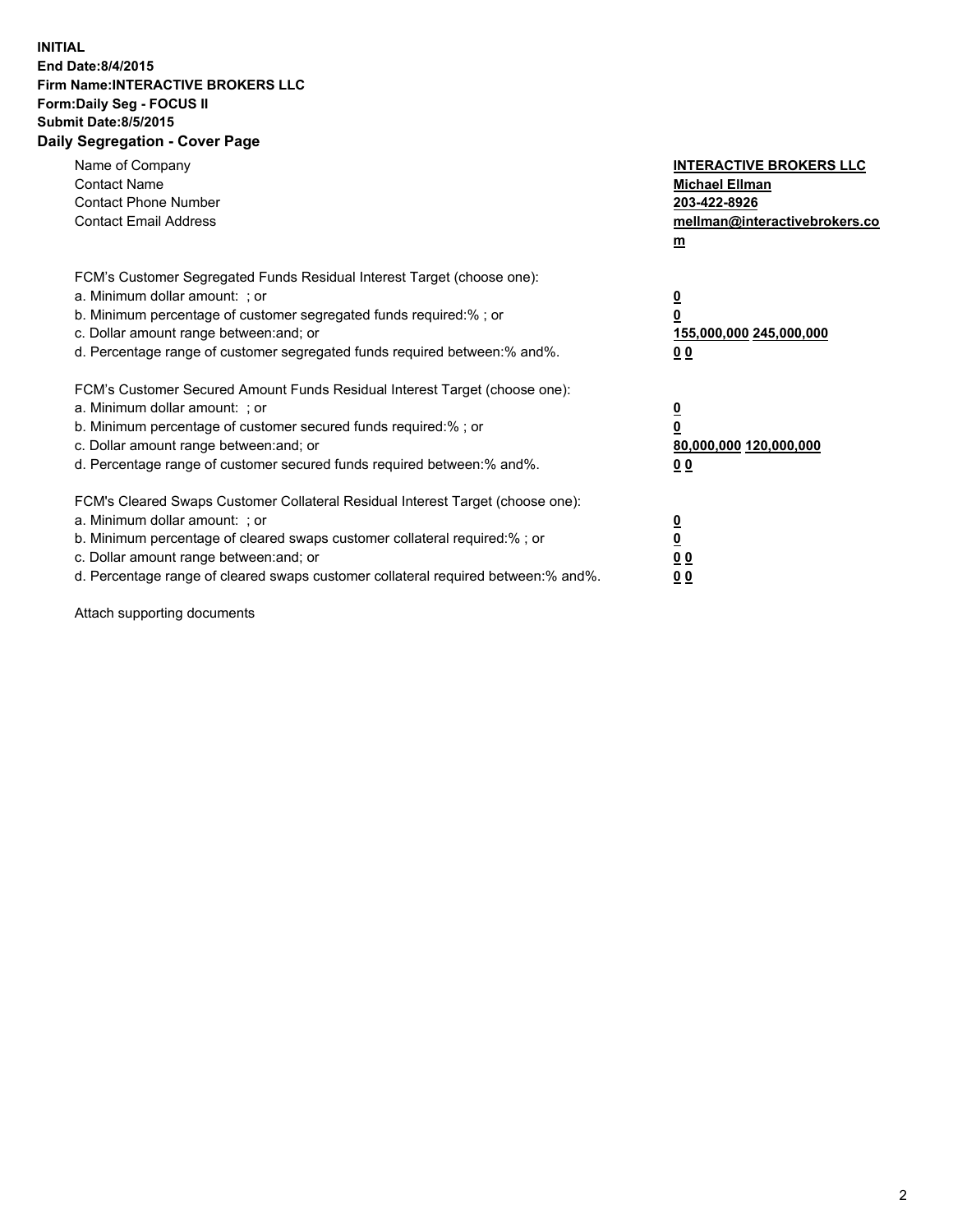**INITIAL**
**End Date:8/4/2015**
**Firm Name:INTERACTIVE BROKERS LLC**
**Form:Daily Seg - FOCUS II**
**Submit Date:8/5/2015**

## Daily Segregation - Cover Page

| | |
|---|---|
| Name of Company | **INTERACTIVE BROKERS LLC** |
| Contact Name | **Michael Ellman** |
| Contact Phone Number | **203-422-8926** |
| Contact Email Address | **mellman@interactivebrokers.com** |

| | |
|---|---|
| FCM's Customer Segregated Funds Residual Interest Target (choose one): | |
| a. Minimum dollar amount: ; or | **0** |
| b. Minimum percentage of customer segregated funds required:% ; or | **0** |
| c. Dollar amount range between:and; or | **155,000,000 245,000,000** |
| d. Percentage range of customer segregated funds required between:% and%. | **0 0** |

| | |
|---|---|
| FCM's Customer Secured Amount Funds Residual Interest Target (choose one): | |
| a. Minimum dollar amount: ; or | **0** |
| b. Minimum percentage of customer secured funds required:% ; or | **0** |
| c. Dollar amount range between:and; or | **80,000,000 120,000,000** |
| d. Percentage range of customer secured funds required between:% and%. | **0 0** |

| | |
|---|---|
| FCM's Cleared Swaps Customer Collateral Residual Interest Target (choose one): | |
| a. Minimum dollar amount: ; or | **0** |
| b. Minimum percentage of cleared swaps customer collateral required:% ; or | **0** |
| c. Dollar amount range between:and; or | **0 0** |
| d. Percentage range of cleared swaps customer collateral required between:% and%. | **0 0** |

Attach supporting documents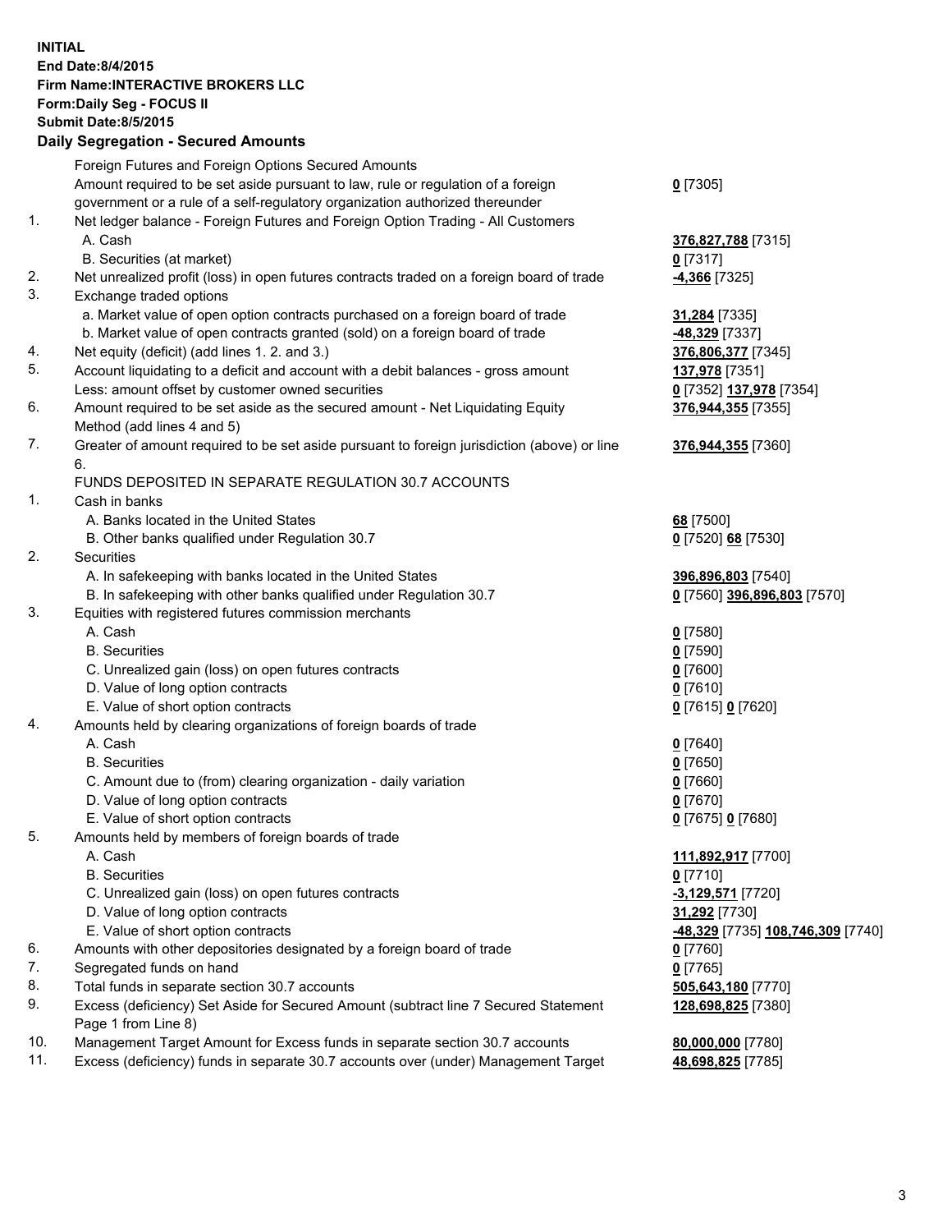**INITIAL**
**End Date:8/4/2015**
**Firm Name:INTERACTIVE BROKERS LLC**
**Form:Daily Seg - FOCUS II**
**Submit Date:8/5/2015**
**Daily Segregation - Secured Amounts**

| | | |
|---|---|---|
| | Foreign Futures and Foreign Options Secured Amounts | |
| | Amount required to be set aside pursuant to law, rule or regulation of a foreign government or a rule of a self-regulatory organization authorized thereunder | **0** [7305] |
| 1. | Net ledger balance - Foreign Futures and Foreign Option Trading - All Customers | |
| | A. Cash | **376,827,788** [7315] |
| | B. Securities (at market) | **0** [7317] |
| 2. | Net unrealized profit (loss) in open futures contracts traded on a foreign board of trade | **-4,366** [7325] |
| 3. | Exchange traded options | |
| | a. Market value of open option contracts purchased on a foreign board of trade | **31,284** [7335] |
| | b. Market value of open contracts granted (sold) on a foreign board of trade | **-48,329** [7337] |
| 4. | Net equity (deficit) (add lines 1. 2. and 3.) | **376,806,377** [7345] |
| 5. | Account liquidating to a deficit and account with a debit balances - gross amount | **137,978** [7351] |
| | Less: amount offset by customer owned securities | **0** [7352] **137,978** [7354] |
| 6. | Amount required to be set aside as the secured amount - Net Liquidating Equity Method (add lines 4 and 5) | **376,944,355** [7355] |
| 7. | Greater of amount required to be set aside pursuant to foreign jurisdiction (above) or line 6. | **376,944,355** [7360] |
| | FUNDS DEPOSITED IN SEPARATE REGULATION 30.7 ACCOUNTS | |
| 1. | Cash in banks | |
| | A. Banks located in the United States | **68** [7500] |
| | B. Other banks qualified under Regulation 30.7 | **0** [7520] **68** [7530] |
| 2. | Securities | |
| | A. In safekeeping with banks located in the United States | **396,896,803** [7540] |
| | B. In safekeeping with other banks qualified under Regulation 30.7 | **0** [7560] **396,896,803** [7570] |
| 3. | Equities with registered futures commission merchants | |
| | A. Cash | **0** [7580] |
| | B. Securities | **0** [7590] |
| | C. Unrealized gain (loss) on open futures contracts | **0** [7600] |
| | D. Value of long option contracts | **0** [7610] |
| | E. Value of short option contracts | **0** [7615] **0** [7620] |
| 4. | Amounts held by clearing organizations of foreign boards of trade | |
| | A. Cash | **0** [7640] |
| | B. Securities | **0** [7650] |
| | C. Amount due to (from) clearing organization - daily variation | **0** [7660] |
| | D. Value of long option contracts | **0** [7670] |
| | E. Value of short option contracts | **0** [7675] **0** [7680] |
| 5. | Amounts held by members of foreign boards of trade | |
| | A. Cash | **111,892,917** [7700] |
| | B. Securities | **0** [7710] |
| | C. Unrealized gain (loss) on open futures contracts | **-3,129,571** [7720] |
| | D. Value of long option contracts | **31,292** [7730] |
| | E. Value of short option contracts | **-48,329** [7735] **108,746,309** [7740] |
| 6. | Amounts with other depositories designated by a foreign board of trade | **0** [7760] |
| 7. | Segregated funds on hand | **0** [7765] |
| 8. | Total funds in separate section 30.7 accounts | **505,643,180** [7770] |
| 9. | Excess (deficiency) Set Aside for Secured Amount (subtract line 7 Secured Statement Page 1 from Line 8) | **128,698,825** [7380] |
| 10. | Management Target Amount for Excess funds in separate section 30.7 accounts | **80,000,000** [7780] |
| 11. | Excess (deficiency) funds in separate 30.7 accounts over (under) Management Target | **48,698,825** [7785] |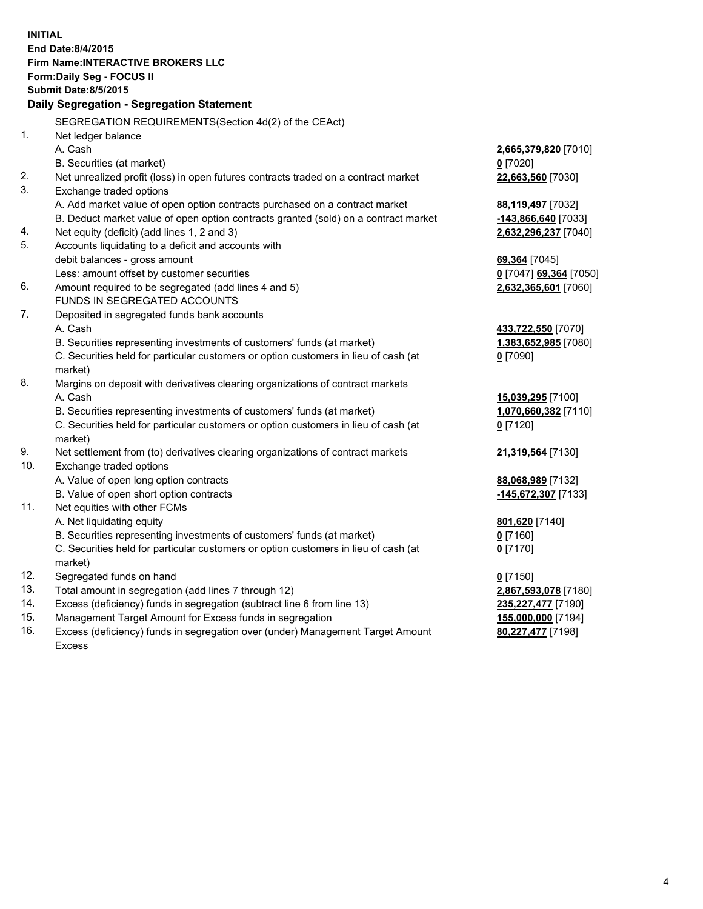**INITIAL**
**End Date:8/4/2015**
**Firm Name:INTERACTIVE BROKERS LLC**
**Form:Daily Seg - FOCUS II**
**Submit Date:8/5/2015**

### Daily Segregation - Segregation Statement

SEGREGATION REQUIREMENTS(Section 4d(2) of the CEAct)

| | | |
|---|---|---|
| 1. | Net ledger balance | |
| | A. Cash | **2,665,379,820** [7010] |
| | B. Securities (at market) | **0** [7020] |
| 2. | Net unrealized profit (loss) in open futures contracts traded on a contract market | **22,663,560** [7030] |
| 3. | Exchange traded options | |
| | A. Add market value of open option contracts purchased on a contract market | **88,119,497** [7032] |
| | B. Deduct market value of open option contracts granted (sold) on a contract market | **-143,866,640** [7033] |
| 4. | Net equity (deficit) (add lines 1, 2 and 3) | **2,632,296,237** [7040] |
| 5. | Accounts liquidating to a deficit and accounts with | |
| | debit balances - gross amount | **69,364** [7045] |
| | Less: amount offset by customer securities | **0** [7047] **69,364** [7050] |
| 6. | Amount required to be segregated (add lines 4 and 5) | **2,632,365,601** [7060] |
| | FUNDS IN SEGREGATED ACCOUNTS | |
| 7. | Deposited in segregated funds bank accounts | |
| | A. Cash | **433,722,550** [7070] |
| | B. Securities representing investments of customers' funds (at market) | **1,383,652,985** [7080] |
| | C. Securities held for particular customers or option customers in lieu of cash (at market) | **0** [7090] |
| 8. | Margins on deposit with derivatives clearing organizations of contract markets | |
| | A. Cash | **15,039,295** [7100] |
| | B. Securities representing investments of customers' funds (at market) | **1,070,660,382** [7110] |
| | C. Securities held for particular customers or option customers in lieu of cash (at market) | **0** [7120] |
| 9. | Net settlement from (to) derivatives clearing organizations of contract markets | **21,319,564** [7130] |
| 10. | Exchange traded options | |
| | A. Value of open long option contracts | **88,068,989** [7132] |
| | B. Value of open short option contracts | **-145,672,307** [7133] |
| 11. | Net equities with other FCMs | |
| | A. Net liquidating equity | **801,620** [7140] |
| | B. Securities representing investments of customers' funds (at market) | **0** [7160] |
| | C. Securities held for particular customers or option customers in lieu of cash (at market) | **0** [7170] |
| 12. | Segregated funds on hand | **0** [7150] |
| 13. | Total amount in segregation (add lines 7 through 12) | **2,867,593,078** [7180] |
| 14. | Excess (deficiency) funds in segregation (subtract line 6 from line 13) | **235,227,477** [7190] |
| 15. | Management Target Amount for Excess funds in segregation | **155,000,000** [7194] |
| 16. | Excess (deficiency) funds in segregation over (under) Management Target Amount Excess | **80,227,477** [7198] |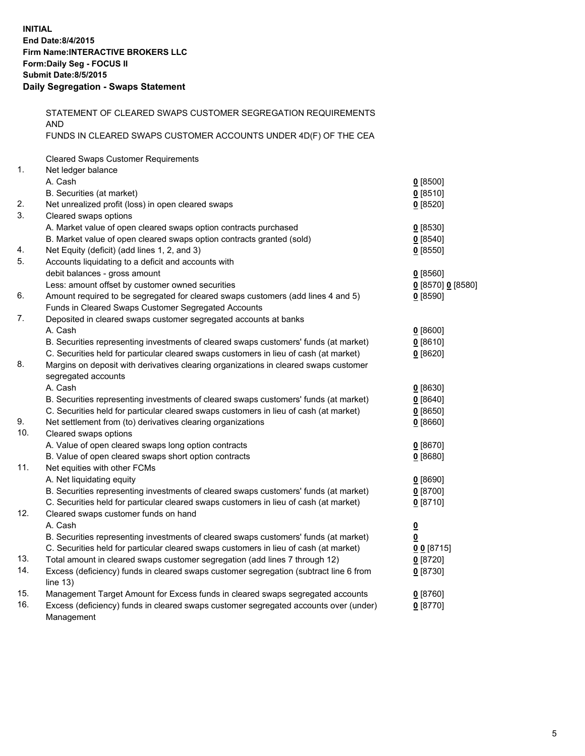**INITIAL**
**End Date:8/4/2015**
**Firm Name:INTERACTIVE BROKERS LLC**
**Form:Daily Seg - FOCUS II**
**Submit Date:8/5/2015**
**Daily Segregation - Swaps Statement**

STATEMENT OF CLEARED SWAPS CUSTOMER SEGREGATION REQUIREMENTS AND FUNDS IN CLEARED SWAPS CUSTOMER ACCOUNTS UNDER 4D(F) OF THE CEA

| | | |
|---|---|---|
| | Cleared Swaps Customer Requirements | |
| 1. | Net ledger balance | |
| | A. Cash | 0 [8500] |
| | B. Securities (at market) | 0 [8510] |
| 2. | Net unrealized profit (loss) in open cleared swaps | 0 [8520] |
| 3. | Cleared swaps options | |
| | A. Market value of open cleared swaps option contracts purchased | 0 [8530] |
| | B. Market value of open cleared swaps option contracts granted (sold) | 0 [8540] |
| 4. | Net Equity (deficit) (add lines 1, 2, and 3) | 0 [8550] |
| 5. | Accounts liquidating to a deficit and accounts with | |
| | debit balances - gross amount | 0 [8560] |
| | Less: amount offset by customer owned securities | 0 [8570] 0 [8580] |
| 6. | Amount required to be segregated for cleared swaps customers (add lines 4 and 5) | 0 [8590] |
| | Funds in Cleared Swaps Customer Segregated Accounts | |
| 7. | Deposited in cleared swaps customer segregated accounts at banks | |
| | A. Cash | 0 [8600] |
| | B. Securities representing investments of cleared swaps customers' funds (at market) | 0 [8610] |
| | C. Securities held for particular cleared swaps customers in lieu of cash (at market) | 0 [8620] |
| 8. | Margins on deposit with derivatives clearing organizations in cleared swaps customer segregated accounts | |
| | A. Cash | 0 [8630] |
| | B. Securities representing investments of cleared swaps customers' funds (at market) | 0 [8640] |
| | C. Securities held for particular cleared swaps customers in lieu of cash (at market) | 0 [8650] |
| 9. | Net settlement from (to) derivatives clearing organizations | 0 [8660] |
| 10. | Cleared swaps options | |
| | A. Value of open cleared swaps long option contracts | 0 [8670] |
| | B. Value of open cleared swaps short option contracts | 0 [8680] |
| 11. | Net equities with other FCMs | |
| | A. Net liquidating equity | 0 [8690] |
| | B. Securities representing investments of cleared swaps customers' funds (at market) | 0 [8700] |
| | C. Securities held for particular cleared swaps customers in lieu of cash (at market) | 0 [8710] |
| 12. | Cleared swaps customer funds on hand | |
| | A. Cash | 0 |
| | B. Securities representing investments of cleared swaps customers' funds (at market) | 0 |
| | C. Securities held for particular cleared swaps customers in lieu of cash (at market) | 0 0 [8715] |
| 13. | Total amount in cleared swaps customer segregation (add lines 7 through 12) | 0 [8720] |
| 14. | Excess (deficiency) funds in cleared swaps customer segregation (subtract line 6 from line 13) | 0 [8730] |
| 15. | Management Target Amount for Excess funds in cleared swaps segregated accounts | 0 [8760] |
| 16. | Excess (deficiency) funds in cleared swaps customer segregated accounts over (under) Management | 0 [8770] |